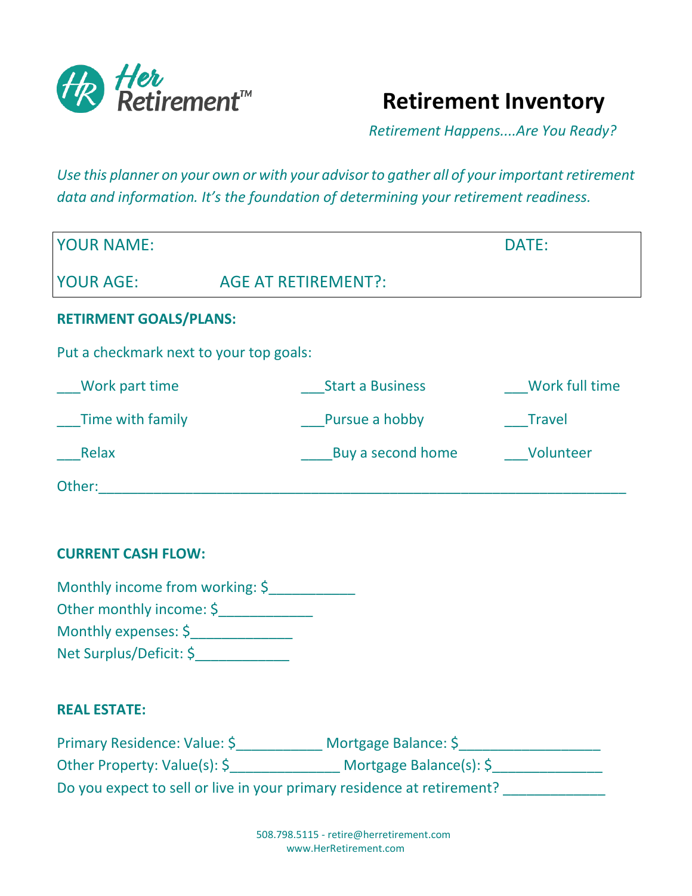Her Retirement™

# Retirement Inventory

*Retirement Happens....Are You Ready?*

*Use this planner on your own or with your advisor to gather all of your important retirement data and information. It's the foundation of determining your retirement readiness.*

| YOUR NAME: | | DATE: |
|---|---|---|
| YOUR AGE: | AGE AT RETIREMENT?: | |

**RETIREMENT GOALS/PLANS:**

Put a checkmark next to your top goals:

| | | |
|---|---|---|
| ___Work part time | ___Start a Business | ___Work full time |
| ___Time with family | ___Pursue a hobby | ___Travel |
| ___Relax | ____Buy a second home | ___Volunteer |

Other:_______________________________________________________________

**CURRENT CASH FLOW:**

Monthly income from working: $___________
Other monthly income: $____________
Monthly expenses: $_____________
Net Surplus/Deficit: $____________

**REAL ESTATE:**

Primary Residence: Value: $___________ Mortgage Balance: $__________________
Other Property: Value(s): $______________ Mortgage Balance(s): $______________
Do you expect to sell or live in your primary residence at retirement? _____________

508.798.5115 - retire@herretirement.com
www.HerRetirement.com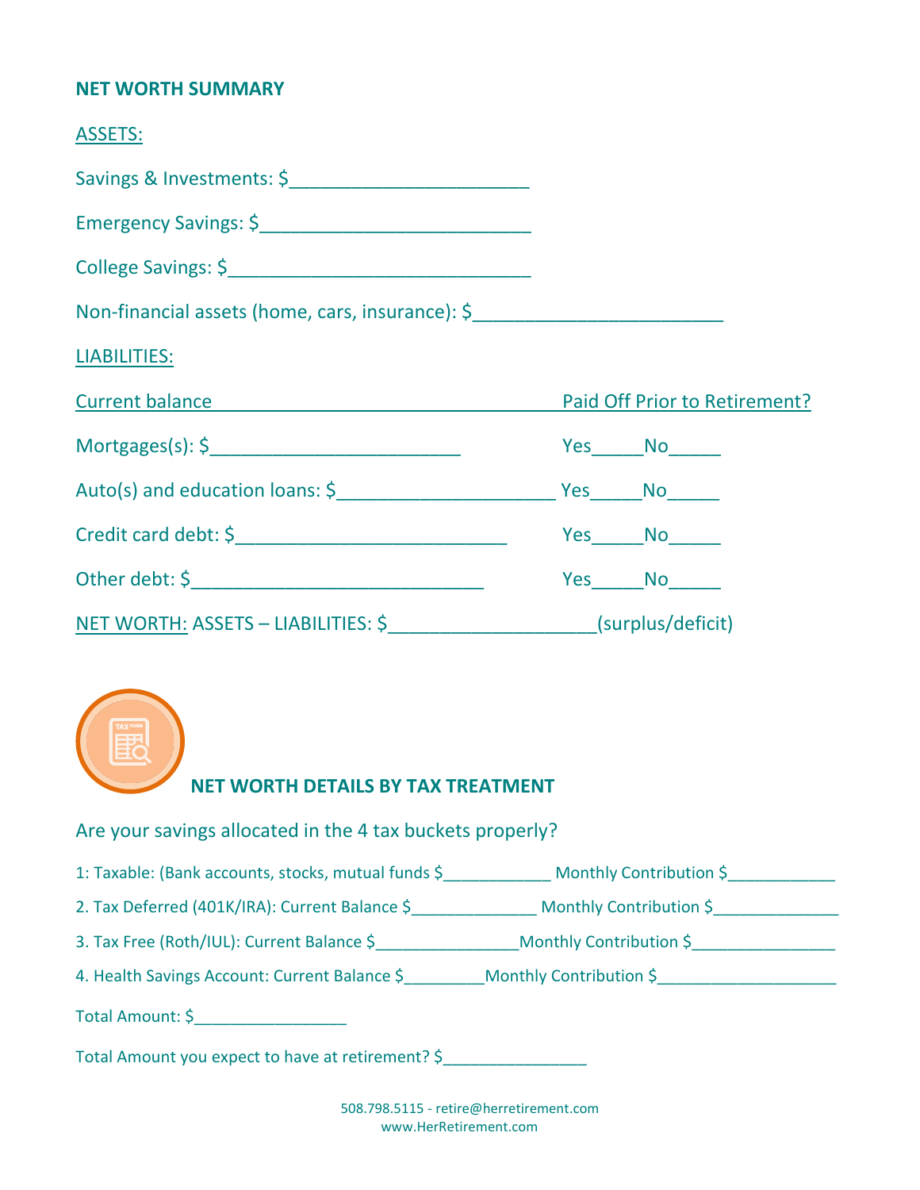## NET WORTH SUMMARY

ASSETS:

Savings & Investments: $________________________

Emergency Savings: $___________________________

College Savings: $______________________________

Non-financial assets (home, cars, insurance): $_________________________

LIABILITIES:

| Current balance | Paid Off Prior to Retirement? |
|---|---|
| Mortgages(s): $_________________________ | Yes_____No_____ |
| Auto(s) and education loans: $_____________________ | Yes_____No_____ |
| Credit card debt: $___________________________ | Yes_____No_____ |
| Other debt: $_____________________________ | Yes_____No_____ |

NET WORTH: ASSETS – LIABILITIES: $____________________(surplus/deficit)

## NET WORTH DETAILS BY TAX TREATMENT

Are your savings allocated in the 4 tax buckets properly?

1: Taxable: (Bank accounts, stocks, mutual funds $____________ Monthly Contribution $____________

2. Tax Deferred (401K/IRA): Current Balance $______________ Monthly Contribution $______________

3. Tax Free (Roth/IUL): Current Balance $________________Monthly Contribution $________________

4. Health Savings Account: Current Balance $_________Monthly Contribution $____________________

Total Amount: $_________________

Total Amount you expect to have at retirement? $________________

508.798.5115 - retire@herretirement.com
www.HerRetirement.com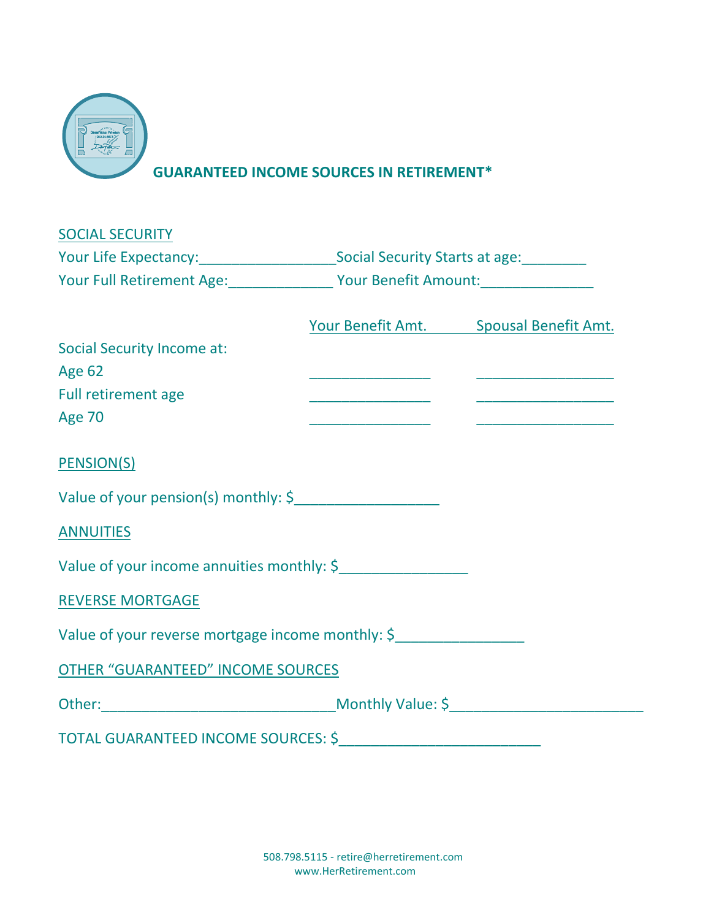## GUARANTEED INCOME SOURCES IN RETIREMENT*

SOCIAL SECURITY

Your Life Expectancy:_________________Social Security Starts at age:________

Your Full Retirement Age:_____________ Your Benefit Amount:______________

| | Your Benefit Amt. | Spousal Benefit Amt. |
|---|---|---|
| Social Security Income at: | | |
| Age 62 | _______________ | _________________ |
| Full retirement age | _______________ | _________________ |
| Age 70 | _______________ | _________________ |

PENSION(S)

Value of your pension(s) monthly: $__________________

ANNUITIES

Value of your income annuities monthly: $________________

REVERSE MORTGAGE

Value of your reverse mortgage income monthly: $________________

OTHER "GUARANTEED" INCOME SOURCES

Other:_____________________________Monthly Value: $________________________

TOTAL GUARANTEED INCOME SOURCES: $_________________________

508.798.5115 - retire@herretirement.com
www.HerRetirement.com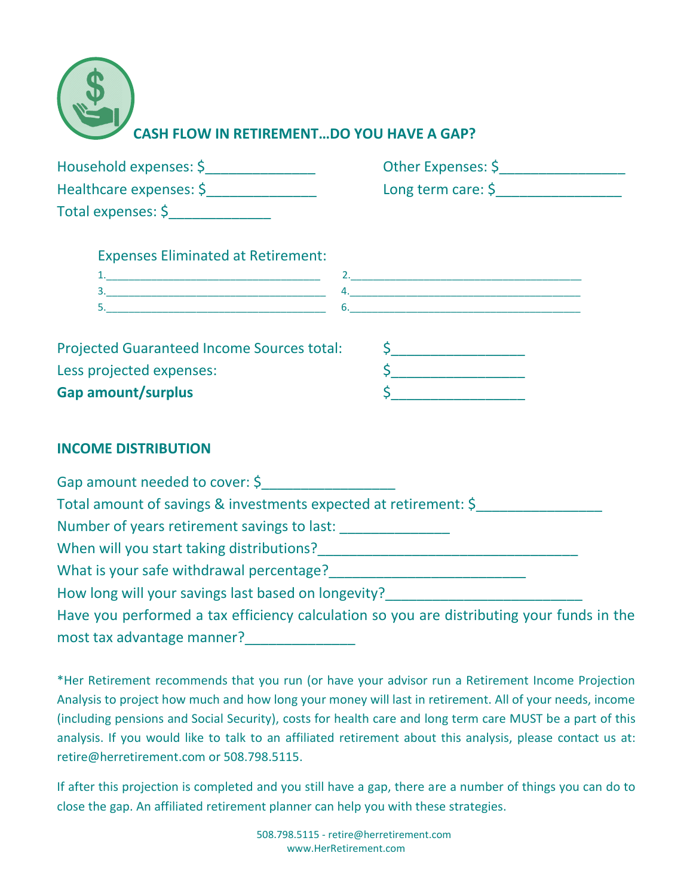## CASH FLOW IN RETIREMENT…DO YOU HAVE A GAP?

Household expenses: $______________

Healthcare expenses: $______________

Total expenses: $_____________

Other Expenses: $________________

Long term care: $________________

Expenses Eliminated at Retirement:

1.___________________________________ 2.______________________________________

3.____________________________________ 4.______________________________________

5.____________________________________ 6.______________________________________

| | |
|---|---|
| Projected Guaranteed Income Sources total: | $_________________ |
| Less projected expenses: | $_________________ |
| **Gap amount/surplus** | $_________________ |

## INCOME DISTRIBUTION

Gap amount needed to cover: $_________________

Total amount of savings & investments expected at retirement: $________________

Number of years retirement savings to last: ______________

When will you start taking distributions?_________________________________

What is your safe withdrawal percentage?_________________________

How long will your savings last based on longevity?_________________________

Have you performed a tax efficiency calculation so you are distributing your funds in the most tax advantage manner?______________

*Her Retirement recommends that you run (or have your advisor run a Retirement Income Projection Analysis to project how much and how long your money will last in retirement. All of your needs, income (including pensions and Social Security), costs for health care and long term care MUST be a part of this analysis. If you would like to talk to an affiliated retirement about this analysis, please contact us at: retire@herretirement.com or 508.798.5115.

If after this projection is completed and you still have a gap, there are a number of things you can do to close the gap. An affiliated retirement planner can help you with these strategies.

508.798.5115 - retire@herretirement.com
www.HerRetirement.com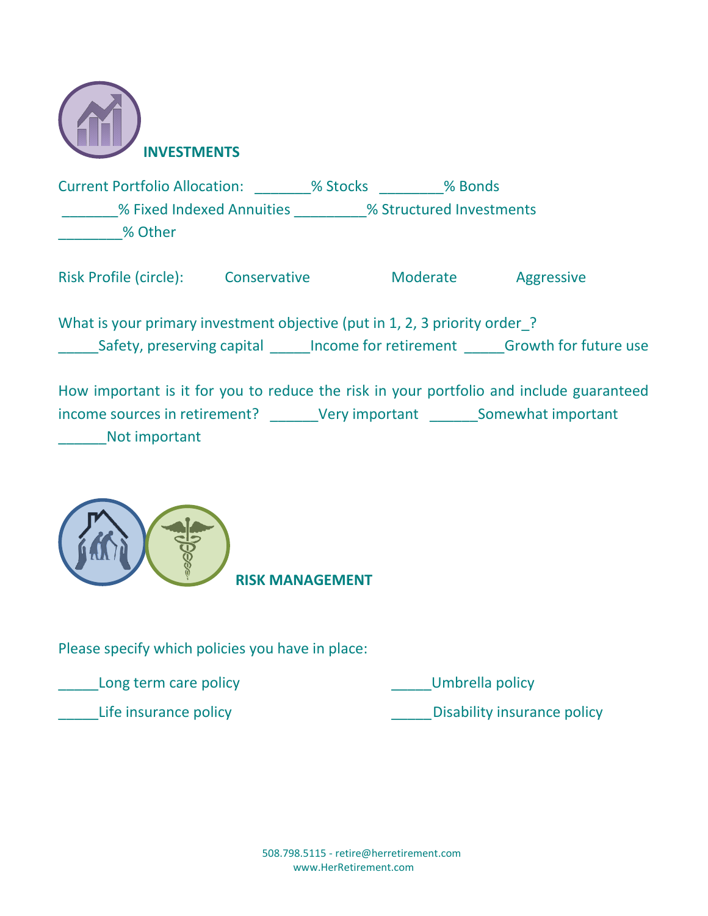## INVESTMENTS

Current Portfolio Allocation: _______% Stocks ________% Bonds
_______% Fixed Indexed Annuities _________% Structured Investments
________% Other

Risk Profile (circle): Conservative Moderate Aggressive

What is your primary investment objective (put in 1, 2, 3 priority order_?
_____Safety, preserving capital _____Income for retirement _____Growth for future use

How important is it for you to reduce the risk in your portfolio and include guaranteed income sources in retirement? ______Very important ______Somewhat important ______Not important

## RISK MANAGEMENT

Please specify which policies you have in place:

_____Long term care policy

_____Life insurance policy

_____Umbrella policy

_____Disability insurance policy

508.798.5115 - retire@herretirement.com
www.HerRetirement.com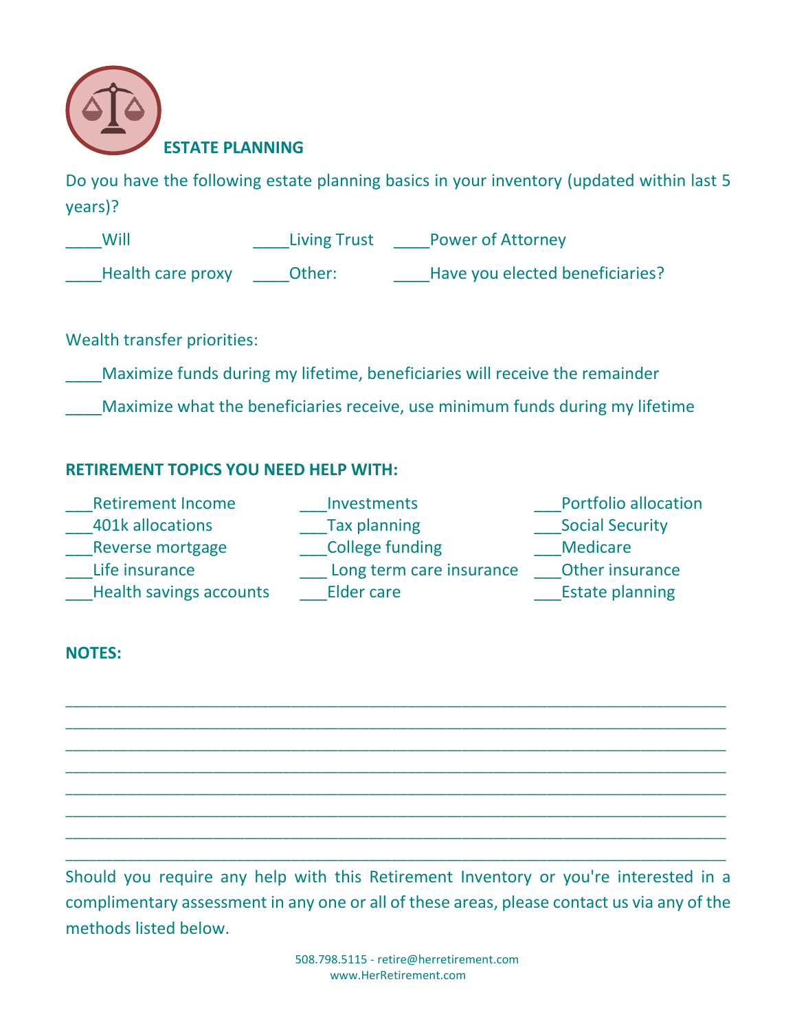## ESTATE PLANNING

Do you have the following estate planning basics in your inventory (updated within last 5 years)?

____Will ____Living Trust ____Power of Attorney

____Health care proxy ____Other: ____Have you elected beneficiaries?

Wealth transfer priorities:

____Maximize funds during my lifetime, beneficiaries will receive the remainder

____Maximize what the beneficiaries receive, use minimum funds during my lifetime

**RETIREMENT TOPICS YOU NEED HELP WITH:**

| | | |
|---|---|---|
| ___Retirement Income | ___Investments | ___Portfolio allocation |
| ___401k allocations | ___Tax planning | ___Social Security |
| ___Reverse mortgage | ___College funding | ___Medicare |
| ___Life insurance | ___ Long term care insurance | ___Other insurance |
| ___Health savings accounts | ___Elder care | ___Estate planning |

**NOTES:**

______________________________________________________________________________
______________________________________________________________________________
______________________________________________________________________________
______________________________________________________________________________
______________________________________________________________________________
______________________________________________________________________________
______________________________________________________________________________
______________________________________________________________________________

Should you require any help with this Retirement Inventory or you're interested in a complimentary assessment in any one or all of these areas, please contact us via any of the methods listed below.

508.798.5115 - retire@herretirement.com
www.HerRetirement.com